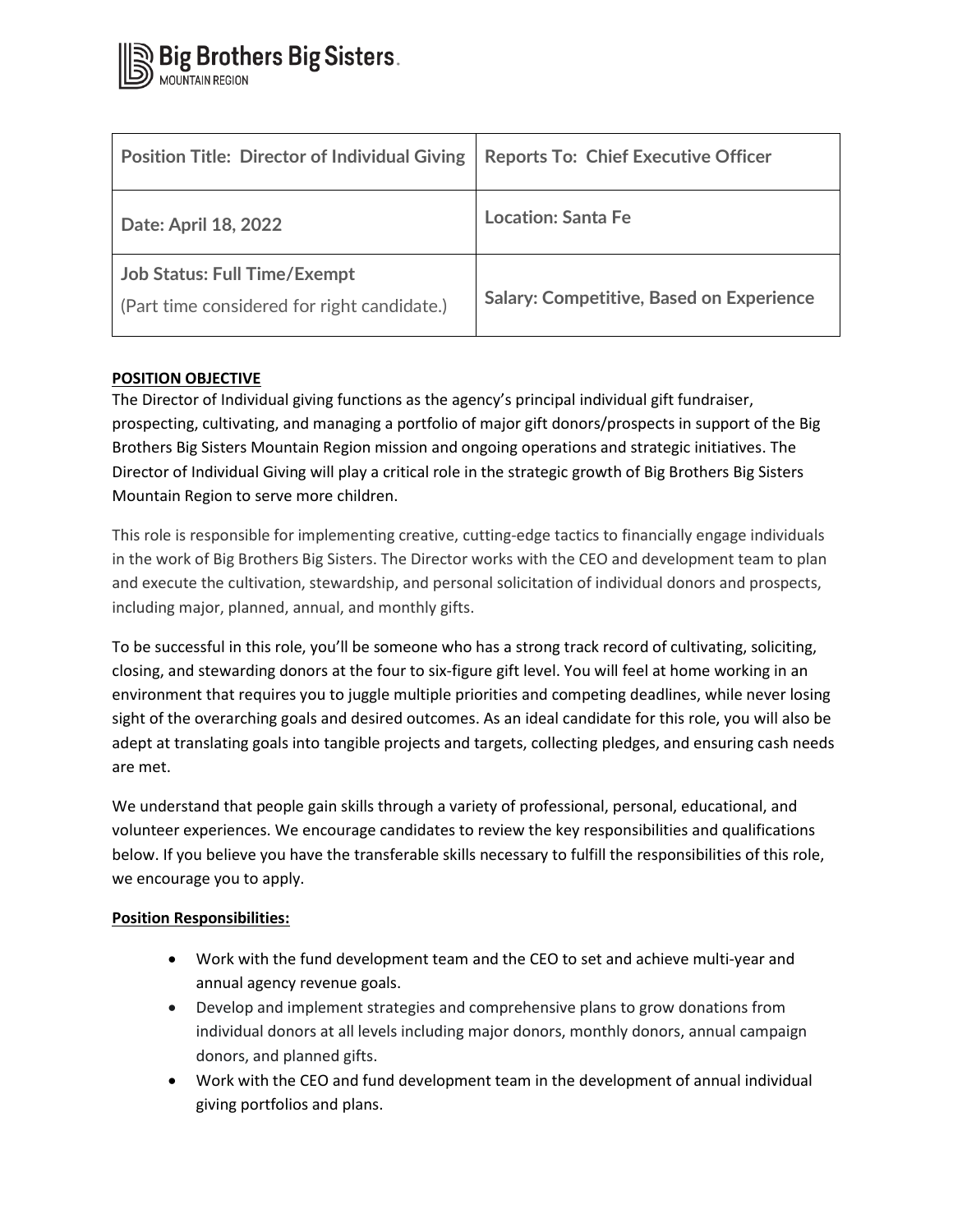Big Brothers Big Sisters. MOUNTAIN REGION

| Position Title: Director of Individual Giving | Reports To: Chief Executive Officer |
| --- | --- |
| Date: April 18, 2022 | Location: Santa Fe |
| Job Status: Full Time/Exempt (Part time considered for right candidate.) | Salary: Competitive, Based on Experience |

**POSITION OBJECTIVE**

The Director of Individual giving functions as the agency's principal individual gift fundraiser, prospecting, cultivating, and managing a portfolio of major gift donors/prospects in support of the Big Brothers Big Sisters Mountain Region mission and ongoing operations and strategic initiatives. The Director of Individual Giving will play a critical role in the strategic growth of Big Brothers Big Sisters Mountain Region to serve more children.

This role is responsible for implementing creative, cutting-edge tactics to financially engage individuals in the work of Big Brothers Big Sisters. The Director works with the CEO and development team to plan and execute the cultivation, stewardship, and personal solicitation of individual donors and prospects, including major, planned, annual, and monthly gifts.

To be successful in this role, you'll be someone who has a strong track record of cultivating, soliciting, closing, and stewarding donors at the four to six-figure gift level. You will feel at home working in an environment that requires you to juggle multiple priorities and competing deadlines, while never losing sight of the overarching goals and desired outcomes. As an ideal candidate for this role, you will also be adept at translating goals into tangible projects and targets, collecting pledges, and ensuring cash needs are met.

We understand that people gain skills through a variety of professional, personal, educational, and volunteer experiences. We encourage candidates to review the key responsibilities and qualifications below. If you believe you have the transferable skills necessary to fulfill the responsibilities of this role, we encourage you to apply.

**Position Responsibilities:**

- Work with the fund development team and the CEO to set and achieve multi-year and annual agency revenue goals.
- Develop and implement strategies and comprehensive plans to grow donations from individual donors at all levels including major donors, monthly donors, annual campaign donors, and planned gifts.
- Work with the CEO and fund development team in the development of annual individual giving portfolios and plans.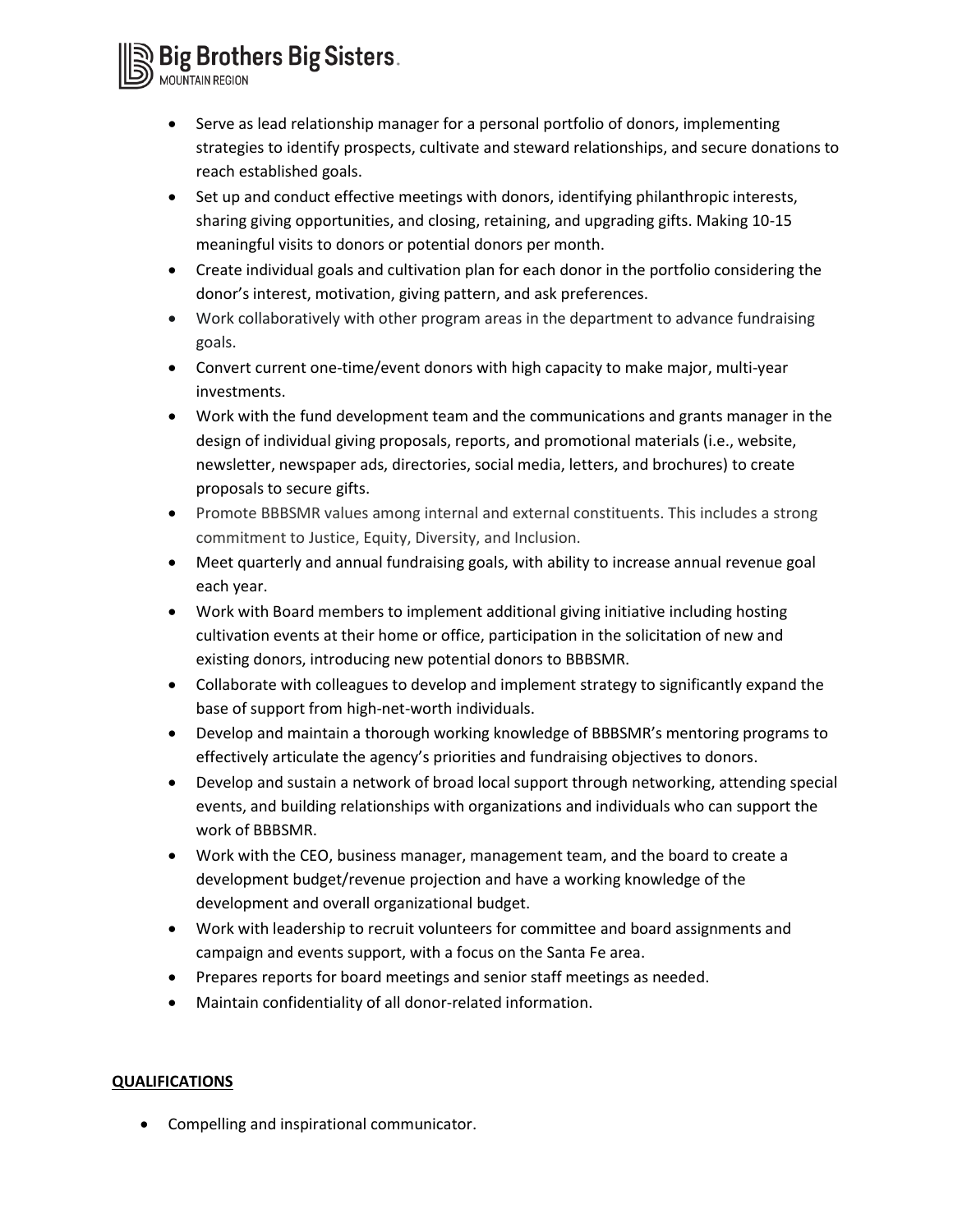- Serve as lead relationship manager for a personal portfolio of donors, implementing strategies to identify prospects, cultivate and steward relationships, and secure donations to reach established goals.
- Set up and conduct effective meetings with donors, identifying philanthropic interests, sharing giving opportunities, and closing, retaining, and upgrading gifts. Making 10-15 meaningful visits to donors or potential donors per month.
- Create individual goals and cultivation plan for each donor in the portfolio considering the donor's interest, motivation, giving pattern, and ask preferences.
- Work collaboratively with other program areas in the department to advance fundraising goals.
- Convert current one-time/event donors with high capacity to make major, multi-year investments.
- Work with the fund development team and the communications and grants manager in the design of individual giving proposals, reports, and promotional materials (i.e., website, newsletter, newspaper ads, directories, social media, letters, and brochures) to create proposals to secure gifts.
- Promote BBBSMR values among internal and external constituents. This includes a strong commitment to Justice, Equity, Diversity, and Inclusion.
- Meet quarterly and annual fundraising goals, with ability to increase annual revenue goal each year.
- Work with Board members to implement additional giving initiative including hosting cultivation events at their home or office, participation in the solicitation of new and existing donors, introducing new potential donors to BBBSMR.
- Collaborate with colleagues to develop and implement strategy to significantly expand the base of support from high-net-worth individuals.
- Develop and maintain a thorough working knowledge of BBBSMR's mentoring programs to effectively articulate the agency's priorities and fundraising objectives to donors.
- Develop and sustain a network of broad local support through networking, attending special events, and building relationships with organizations and individuals who can support the work of BBBSMR.
- Work with the CEO, business manager, management team, and the board to create a development budget/revenue projection and have a working knowledge of the development and overall organizational budget.
- Work with leadership to recruit volunteers for committee and board assignments and campaign and events support, with a focus on the Santa Fe area.
- Prepares reports for board meetings and senior staff meetings as needed.
- Maintain confidentiality of all donor-related information.

**QUALIFICATIONS**

- Compelling and inspirational communicator.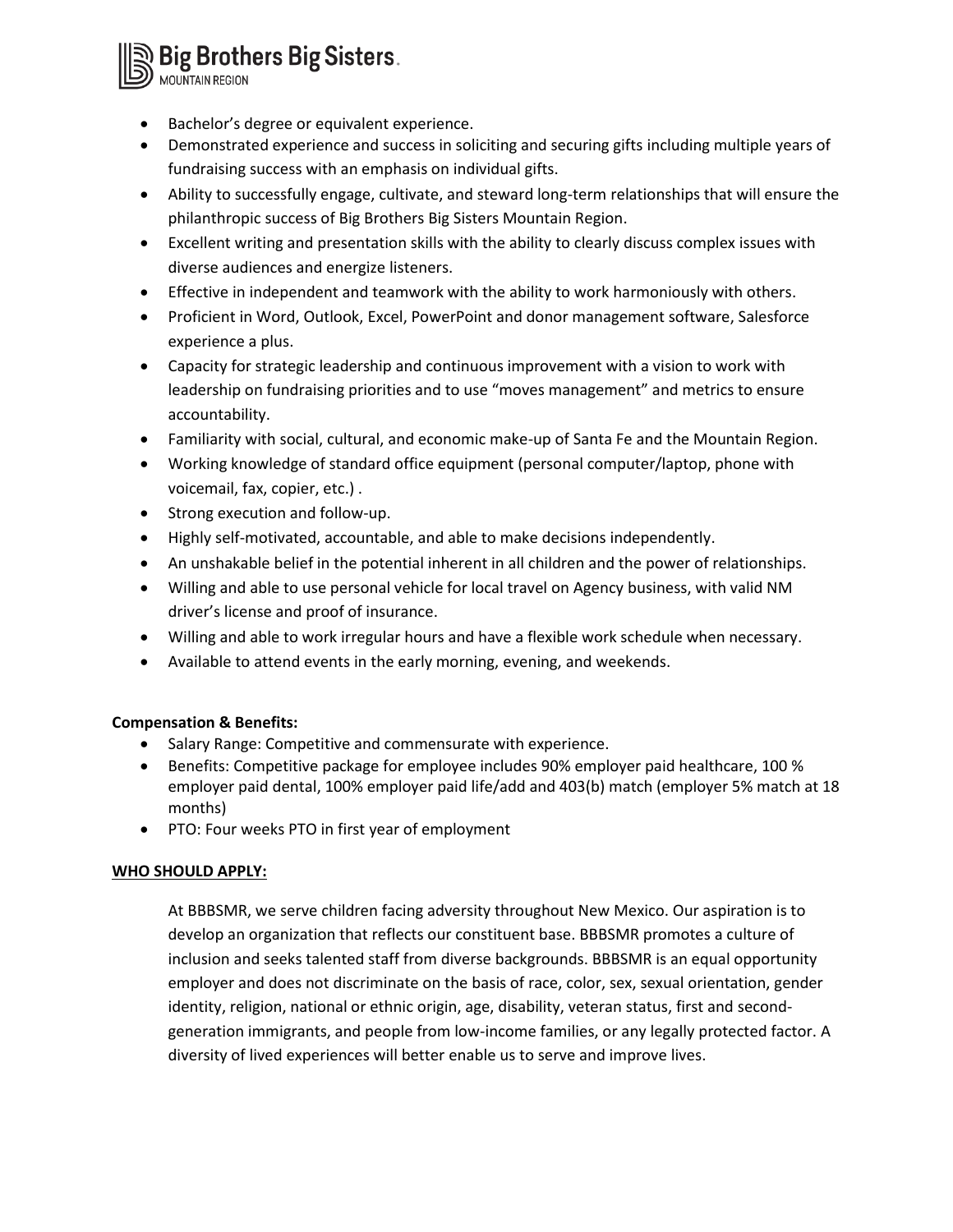- Bachelor's degree or equivalent experience.
- Demonstrated experience and success in soliciting and securing gifts including multiple years of fundraising success with an emphasis on individual gifts.
- Ability to successfully engage, cultivate, and steward long-term relationships that will ensure the philanthropic success of Big Brothers Big Sisters Mountain Region.
- Excellent writing and presentation skills with the ability to clearly discuss complex issues with diverse audiences and energize listeners.
- Effective in independent and teamwork with the ability to work harmoniously with others.
- Proficient in Word, Outlook, Excel, PowerPoint and donor management software, Salesforce experience a plus.
- Capacity for strategic leadership and continuous improvement with a vision to work with leadership on fundraising priorities and to use "moves management" and metrics to ensure accountability.
- Familiarity with social, cultural, and economic make-up of Santa Fe and the Mountain Region.
- Working knowledge of standard office equipment (personal computer/laptop, phone with voicemail, fax, copier, etc.) .
- Strong execution and follow-up.
- Highly self-motivated, accountable, and able to make decisions independently.
- An unshakable belief in the potential inherent in all children and the power of relationships.
- Willing and able to use personal vehicle for local travel on Agency business, with valid NM driver's license and proof of insurance.
- Willing and able to work irregular hours and have a flexible work schedule when necessary.
- Available to attend events in the early morning, evening, and weekends.

**Compensation & Benefits:**

- Salary Range: Competitive and commensurate with experience.
- Benefits: Competitive package for employee includes 90% employer paid healthcare, 100 % employer paid dental, 100% employer paid life/add and 403(b) match (employer 5% match at 18 months)
- PTO: Four weeks PTO in first year of employment

**WHO SHOULD APPLY:**

At BBBSMR, we serve children facing adversity throughout New Mexico. Our aspiration is to develop an organization that reflects our constituent base. BBBSMR promotes a culture of inclusion and seeks talented staff from diverse backgrounds. BBBSMR is an equal opportunity employer and does not discriminate on the basis of race, color, sex, sexual orientation, gender identity, religion, national or ethnic origin, age, disability, veteran status, first and second-generation immigrants, and people from low-income families, or any legally protected factor. A diversity of lived experiences will better enable us to serve and improve lives.